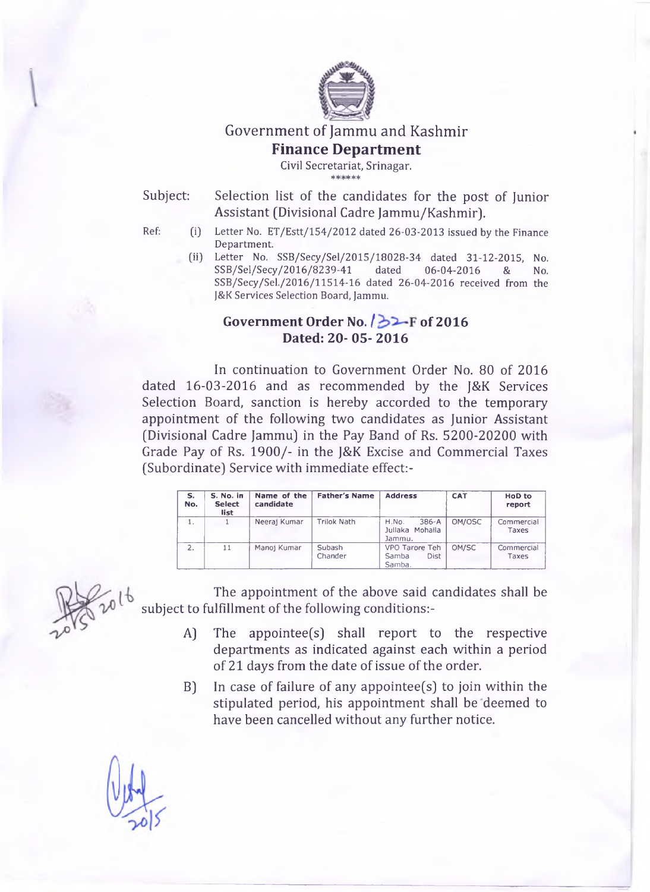# Government of Jammu and Kashmir

## Finance Department

Civil Secretariat, Srinagar.

\*\*\*\*\*\*

Subject: Selection list of the candidates for the post of Junior Assistant (Divisional Cadre Jammu/Kashmir).

Ref:
- (i) Letter No. ET/Estt/154/2012 dated 26-03-2013 issued by the Finance Department.
- (ii) Letter No. SSB/Secy/Sel/2015/18028-34 dated 31-12-2015, No. SSB/Sel/Secy/2016/8239-41 dated 06-04-2016 & No. SSB/Secy/Sel./2016/11514-16 dated 26-04-2016 received from the J&K Services Selection Board, Jammu.

**Government Order No. 132-F of 2016**
**Dated: 20- 05- 2016**

In continuation to Government Order No. 80 of 2016 dated 16-03-2016 and as recommended by the J&K Services Selection Board, sanction is hereby accorded to the temporary appointment of the following two candidates as Junior Assistant (Divisional Cadre Jammu) in the Pay Band of Rs. 5200-20200 with Grade Pay of Rs. 1900/- in the J&K Excise and Commercial Taxes (Subordinate) Service with immediate effect:-

| S. No. | S. No. in Select list | Name of the candidate | Father's Name | Address | CAT | HoD to report |
|---|---|---|---|---|---|---|
| 1. | 1 | Neeraj Kumar | Trilok Nath | H.No. 386-A Jullaka Mohalla Jammu. | OM/OSC | Commercial Taxes |
| 2. | 11 | Manoj Kumar | Subash Chander | VPO Tarore Teh Samba Dist Samba. | OM/SC | Commercial Taxes |

The appointment of the above said candidates shall be subject to fulfillment of the following conditions:-

A) The appointee(s) shall report to the respective departments as indicated against each within a period of 21 days from the date of issue of the order.

B) In case of failure of any appointee(s) to join within the stipulated period, his appointment shall be deemed to have been cancelled without any further notice.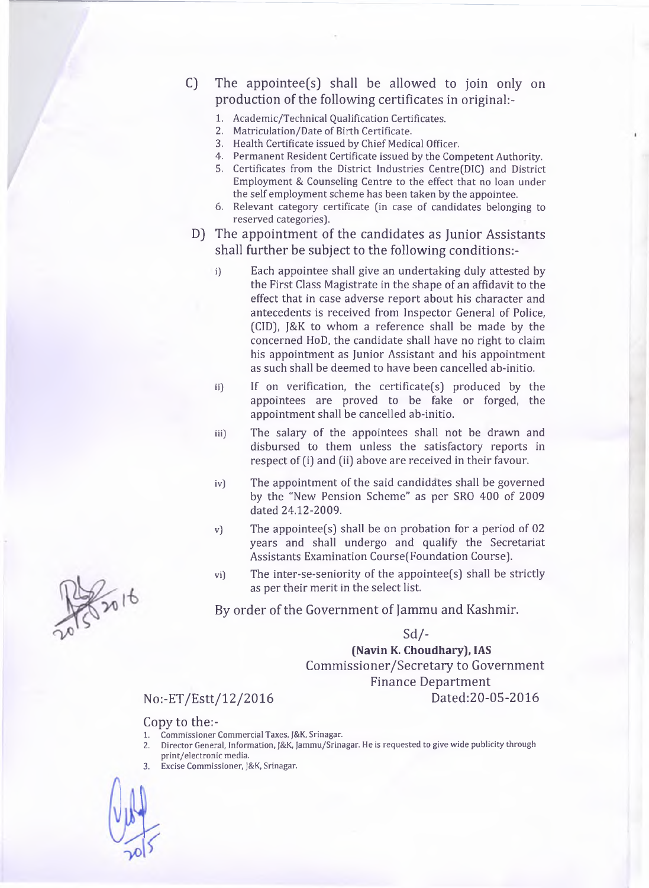C) The appointee(s) shall be allowed to join only on production of the following certificates in original:-

1. Academic/Technical Qualification Certificates.
2. Matriculation/Date of Birth Certificate.
3. Health Certificate issued by Chief Medical Officer.
4. Permanent Resident Certificate issued by the Competent Authority.
5. Certificates from the District Industries Centre(DIC) and District Employment & Counseling Centre to the effect that no loan under the self employment scheme has been taken by the appointee.
6. Relevant category certificate (in case of candidates belonging to reserved categories).

D) The appointment of the candidates as Junior Assistants shall further be subject to the following conditions:-

i) Each appointee shall give an undertaking duly attested by the First Class Magistrate in the shape of an affidavit to the effect that in case adverse report about his character and antecedents is received from Inspector General of Police, (CID), J&K to whom a reference shall be made by the concerned HoD, the candidate shall have no right to claim his appointment as Junior Assistant and his appointment as such shall be deemed to have been cancelled ab-initio.

ii) If on verification, the certificate(s) produced by the appointees are proved to be fake or forged, the appointment shall be cancelled ab-initio.

iii) The salary of the appointees shall not be drawn and disbursed to them unless the satisfactory reports in respect of (i) and (ii) above are received in their favour.

iv) The appointment of the said candidates shall be governed by the "New Pension Scheme" as per SRO 400 of 2009 dated 24.12-2009.

v) The appointee(s) shall be on probation for a period of 02 years and shall undergo and qualify the Secretariat Assistants Examination Course(Foundation Course).

vi) The inter-se-seniority of the appointee(s) shall be strictly as per their merit in the select list.

By order of the Government of Jammu and Kashmir.

Sd/-

**(Navin K. Choudhary), IAS**
Commissioner/Secretary to Government
Finance Department

No:-ET/Estt/12/2016 Dated:20-05-2016

Copy to the:-

1. Commissioner Commercial Taxes, J&K, Srinagar.
2. Director General, Information, J&K, Jammu/Srinagar. He is requested to give wide publicity through print/electronic media.
3. Excise Commissioner, J&K, Srinagar.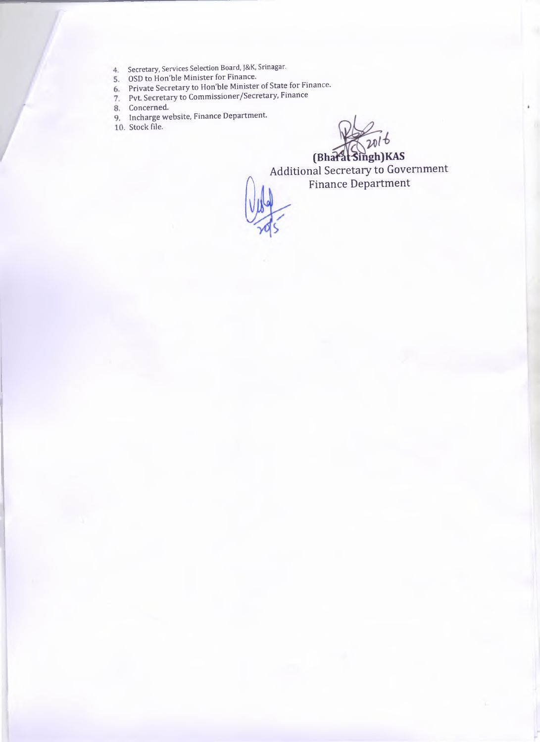4. Secretary, Services Selection Board, J&K, Srinagar.
5. OSD to Hon'ble Minister for Finance.
6. Private Secretary to Hon'ble Minister of State for Finance.
7. Pvt. Secretary to Commissioner/Secretary, Finance
8. Concerned.
9. Incharge website, Finance Department.
10. Stock file.

**(Bharat Singh)KAS**
Additional Secretary to Government
Finance Department